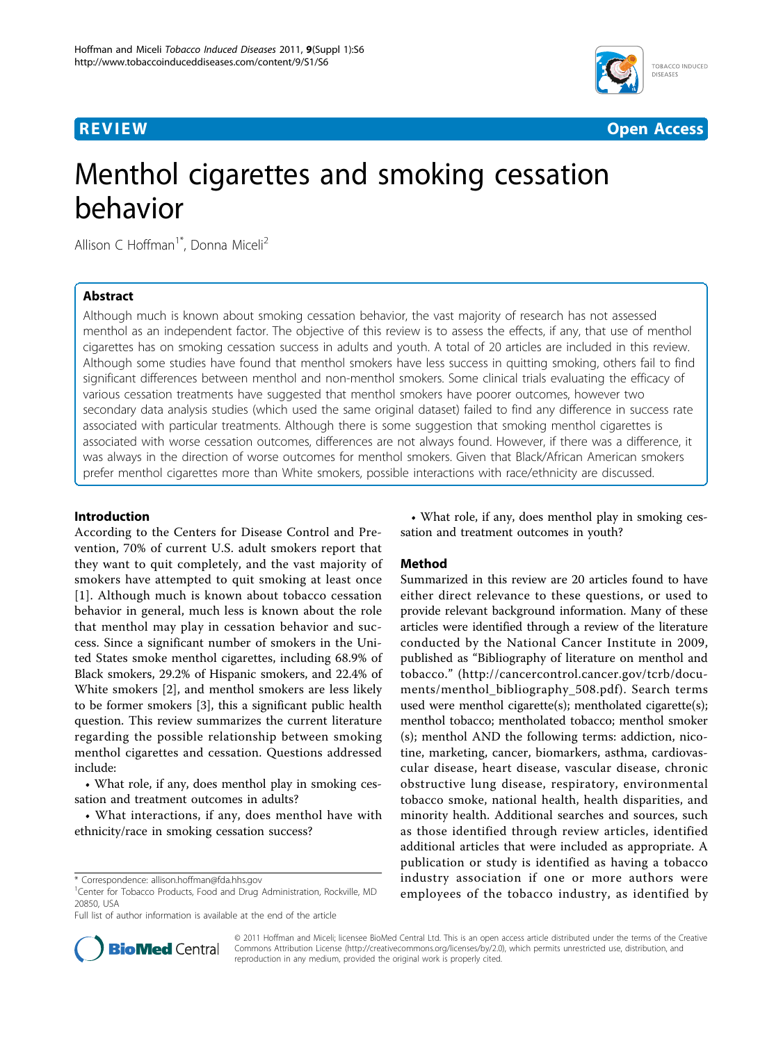REVIEW — Open Access

# Menthol cigarettes and smoking cessation behavior

Allison C Hoffman[1*], Donna Miceli[2]

## Abstract

Although much is known about smoking cessation behavior, the vast majority of research has not assessed menthol as an independent factor. The objective of this review is to assess the effects, if any, that use of menthol cigarettes has on smoking cessation success in adults and youth. A total of 20 articles are included in this review. Although some studies have found that menthol smokers have less success in quitting smoking, others fail to find significant differences between menthol and non-menthol smokers. Some clinical trials evaluating the efficacy of various cessation treatments have suggested that menthol smokers have poorer outcomes, however two secondary data analysis studies (which used the same original dataset) failed to find any difference in success rate associated with particular treatments. Although there is some suggestion that smoking menthol cigarettes is associated with worse cessation outcomes, differences are not always found. However, if there was a difference, it was always in the direction of worse outcomes for menthol smokers. Given that Black/African American smokers prefer menthol cigarettes more than White smokers, possible interactions with race/ethnicity are discussed.

## Introduction

According to the Centers for Disease Control and Prevention, 70% of current U.S. adult smokers report that they want to quit completely, and the vast majority of smokers have attempted to quit smoking at least once [1]. Although much is known about tobacco cessation behavior in general, much less is known about the role that menthol may play in cessation behavior and success. Since a significant number of smokers in the United States smoke menthol cigarettes, including 68.9% of Black smokers, 29.2% of Hispanic smokers, and 22.4% of White smokers [2], and menthol smokers are less likely to be former smokers [3], this a significant public health question. This review summarizes the current literature regarding the possible relationship between smoking menthol cigarettes and cessation. Questions addressed include:

- What role, if any, does menthol play in smoking cessation and treatment outcomes in adults?
- What interactions, if any, does menthol have with ethnicity/race in smoking cessation success?
- What role, if any, does menthol play in smoking cessation and treatment outcomes in youth?

## Method

Summarized in this review are 20 articles found to have either direct relevance to these questions, or used to provide relevant background information. Many of these articles were identified through a review of the literature conducted by the National Cancer Institute in 2009, published as "Bibliography of literature on menthol and tobacco." (http://cancercontrol.cancer.gov/tcrb/documents/menthol_bibliography_508.pdf). Search terms used were menthol cigarette(s); mentholated cigarette(s); menthol tobacco; mentholated tobacco; menthol smoker (s); menthol AND the following terms: addiction, nicotine, marketing, cancer, biomarkers, asthma, cardiovascular disease, heart disease, vascular disease, chronic obstructive lung disease, respiratory, environmental tobacco smoke, national health, health disparities, and minority health. Additional searches and sources, such as those identified through review articles, identified additional articles that were included as appropriate. A publication or study is identified as having a tobacco industry association if one or more authors were employees of the tobacco industry, as identified by

\* Correspondence: allison.hoffman@fda.hhs.gov
[1]Center for Tobacco Products, Food and Drug Administration, Rockville, MD 20850, USA
Full list of author information is available at the end of the article

© 2011 Hoffman and Miceli; licensee BioMed Central Ltd. This is an open access article distributed under the terms of the Creative Commons Attribution License (http://creativecommons.org/licenses/by/2.0), which permits unrestricted use, distribution, and reproduction in any medium, provided the original work is properly cited.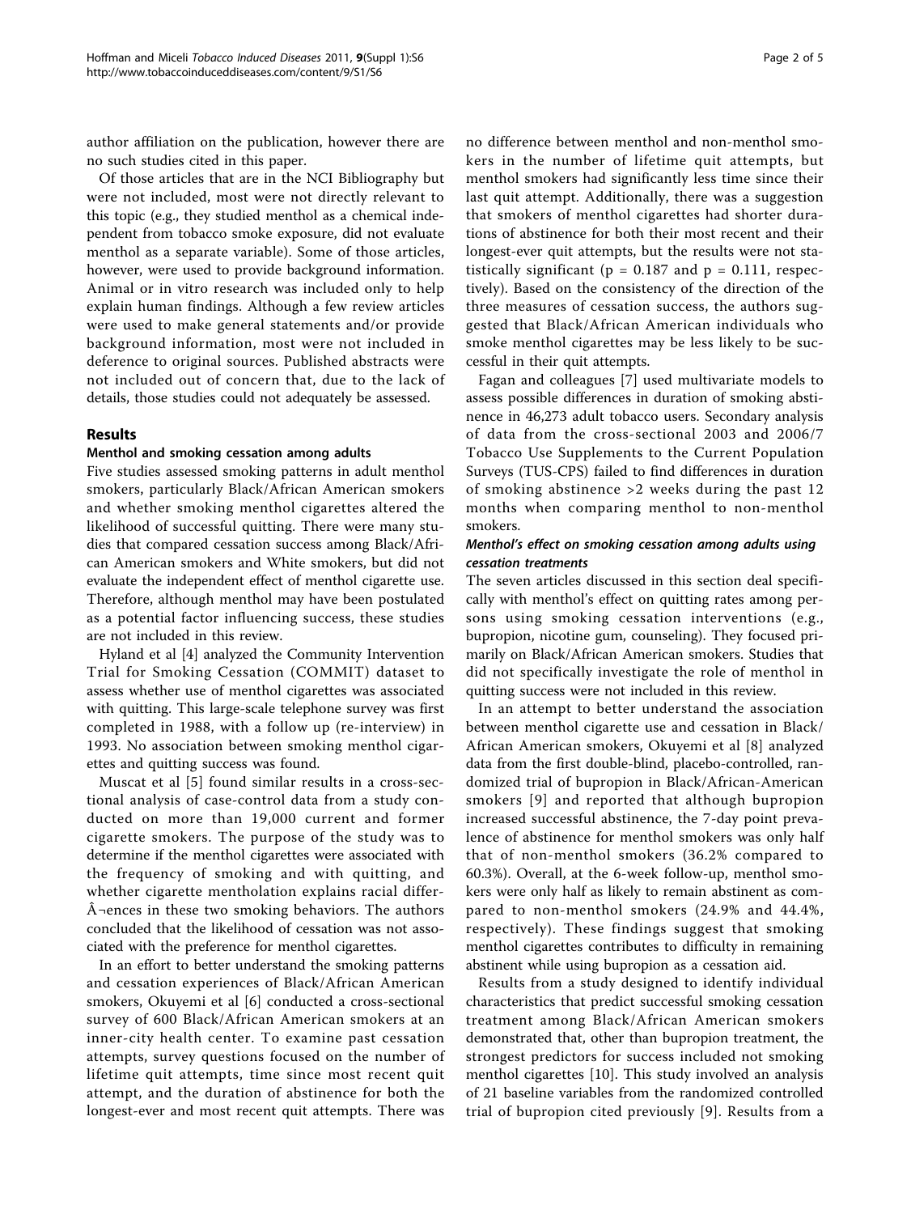author affiliation on the publication, however there are no such studies cited in this paper.

Of those articles that are in the NCI Bibliography but were not included, most were not directly relevant to this topic (e.g., they studied menthol as a chemical independent from tobacco smoke exposure, did not evaluate menthol as a separate variable). Some of those articles, however, were used to provide background information. Animal or in vitro research was included only to help explain human findings. Although a few review articles were used to make general statements and/or provide background information, most were not included in deference to original sources. Published abstracts were not included out of concern that, due to the lack of details, those studies could not adequately be assessed.

## Results

### Menthol and smoking cessation among adults

Five studies assessed smoking patterns in adult menthol smokers, particularly Black/African American smokers and whether smoking menthol cigarettes altered the likelihood of successful quitting. There were many studies that compared cessation success among Black/African American smokers and White smokers, but did not evaluate the independent effect of menthol cigarette use. Therefore, although menthol may have been postulated as a potential factor influencing success, these studies are not included in this review.

Hyland et al [4] analyzed the Community Intervention Trial for Smoking Cessation (COMMIT) dataset to assess whether use of menthol cigarettes was associated with quitting. This large-scale telephone survey was first completed in 1988, with a follow up (re-interview) in 1993. No association between smoking menthol cigarettes and quitting success was found.

Muscat et al [5] found similar results in a cross-sectional analysis of case-control data from a study conducted on more than 19,000 current and former cigarette smokers. The purpose of the study was to determine if the menthol cigarettes were associated with the frequency of smoking and with quitting, and whether cigarette mentholation explains racial differÂ¬ences in these two smoking behaviors. The authors concluded that the likelihood of cessation was not associated with the preference for menthol cigarettes.

In an effort to better understand the smoking patterns and cessation experiences of Black/African American smokers, Okuyemi et al [6] conducted a cross-sectional survey of 600 Black/African American smokers at an inner-city health center. To examine past cessation attempts, survey questions focused on the number of lifetime quit attempts, time since most recent quit attempt, and the duration of abstinence for both the longest-ever and most recent quit attempts. There was no difference between menthol and non-menthol smokers in the number of lifetime quit attempts, but menthol smokers had significantly less time since their last quit attempt. Additionally, there was a suggestion that smokers of menthol cigarettes had shorter durations of abstinence for both their most recent and their longest-ever quit attempts, but the results were not statistically significant ($p = 0.187$ and $p = 0.111$, respectively). Based on the consistency of the direction of the three measures of cessation success, the authors suggested that Black/African American individuals who smoke menthol cigarettes may be less likely to be successful in their quit attempts.

Fagan and colleagues [7] used multivariate models to assess possible differences in duration of smoking abstinence in 46,273 adult tobacco users. Secondary analysis of data from the cross-sectional 2003 and 2006/7 Tobacco Use Supplements to the Current Population Surveys (TUS-CPS) failed to find differences in duration of smoking abstinence >2 weeks during the past 12 months when comparing menthol to non-menthol smokers.

#### *Menthol's effect on smoking cessation among adults using cessation treatments*

The seven articles discussed in this section deal specifically with menthol's effect on quitting rates among persons using smoking cessation interventions (e.g., bupropion, nicotine gum, counseling). They focused primarily on Black/African American smokers. Studies that did not specifically investigate the role of menthol in quitting success were not included in this review.

In an attempt to better understand the association between menthol cigarette use and cessation in Black/African American smokers, Okuyemi et al [8] analyzed data from the first double-blind, placebo-controlled, randomized trial of bupropion in Black/African-American smokers [9] and reported that although bupropion increased successful abstinence, the 7-day point prevalence of abstinence for menthol smokers was only half that of non-menthol smokers (36.2% compared to 60.3%). Overall, at the 6-week follow-up, menthol smokers were only half as likely to remain abstinent as compared to non-menthol smokers (24.9% and 44.4%, respectively). These findings suggest that smoking menthol cigarettes contributes to difficulty in remaining abstinent while using bupropion as a cessation aid.

Results from a study designed to identify individual characteristics that predict successful smoking cessation treatment among Black/African American smokers demonstrated that, other than bupropion treatment, the strongest predictors for success included not smoking menthol cigarettes [10]. This study involved an analysis of 21 baseline variables from the randomized controlled trial of bupropion cited previously [9]. Results from a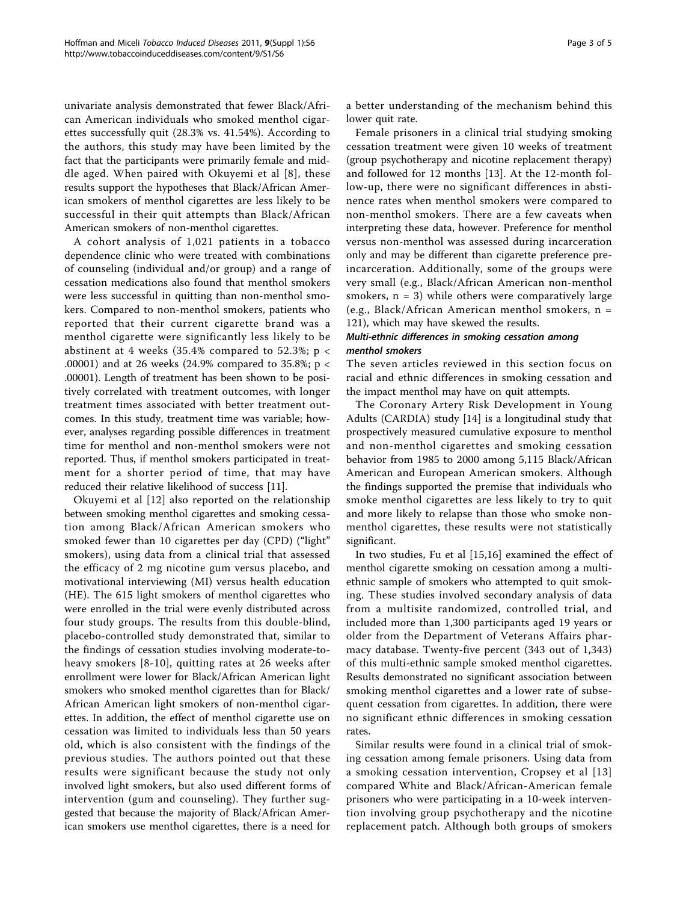univariate analysis demonstrated that fewer Black/African American individuals who smoked menthol cigarettes successfully quit (28.3% vs. 41.54%). According to the authors, this study may have been limited by the fact that the participants were primarily female and middle aged. When paired with Okuyemi et al [8], these results support the hypotheses that Black/African American smokers of menthol cigarettes are less likely to be successful in their quit attempts than Black/African American smokers of non-menthol cigarettes.

A cohort analysis of 1,021 patients in a tobacco dependence clinic who were treated with combinations of counseling (individual and/or group) and a range of cessation medications also found that menthol smokers were less successful in quitting than non-menthol smokers. Compared to non-menthol smokers, patients who reported that their current cigarette brand was a menthol cigarette were significantly less likely to be abstinent at 4 weeks (35.4% compared to 52.3%; $p < .00001$) and at 26 weeks (24.9% compared to 35.8%; $p < .00001$). Length of treatment has been shown to be positively correlated with treatment outcomes, with longer treatment times associated with better treatment outcomes. In this study, treatment time was variable; however, analyses regarding possible differences in treatment time for menthol and non-menthol smokers were not reported. Thus, if menthol smokers participated in treatment for a shorter period of time, that may have reduced their relative likelihood of success [11].

Okuyemi et al [12] also reported on the relationship between smoking menthol cigarettes and smoking cessation among Black/African American smokers who smoked fewer than 10 cigarettes per day (CPD) ("light" smokers), using data from a clinical trial that assessed the efficacy of 2 mg nicotine gum versus placebo, and motivational interviewing (MI) versus health education (HE). The 615 light smokers of menthol cigarettes who were enrolled in the trial were evenly distributed across four study groups. The results from this double-blind, placebo-controlled study demonstrated that, similar to the findings of cessation studies involving moderate-to-heavy smokers [8-10], quitting rates at 26 weeks after enrollment were lower for Black/African American light smokers who smoked menthol cigarettes than for Black/African American light smokers of non-menthol cigarettes. In addition, the effect of menthol cigarette use on cessation was limited to individuals less than 50 years old, which is also consistent with the findings of the previous studies. The authors pointed out that these results were significant because the study not only involved light smokers, but also used different forms of intervention (gum and counseling). They further suggested that because the majority of Black/African American smokers use menthol cigarettes, there is a need for a better understanding of the mechanism behind this lower quit rate.

Female prisoners in a clinical trial studying smoking cessation treatment were given 10 weeks of treatment (group psychotherapy and nicotine replacement therapy) and followed for 12 months [13]. At the 12-month follow-up, there were no significant differences in abstinence rates when menthol smokers were compared to non-menthol smokers. There are a few caveats when interpreting these data, however. Preference for menthol versus non-menthol was assessed during incarceration only and may be different than cigarette preference pre-incarceration. Additionally, some of the groups were very small (e.g., Black/African American non-menthol smokers, n = 3) while others were comparatively large (e.g., Black/African American menthol smokers, n = 121), which may have skewed the results.

### *Multi-ethnic differences in smoking cessation among menthol smokers*

The seven articles reviewed in this section focus on racial and ethnic differences in smoking cessation and the impact menthol may have on quit attempts.

The Coronary Artery Risk Development in Young Adults (CARDIA) study [14] is a longitudinal study that prospectively measured cumulative exposure to menthol and non-menthol cigarettes and smoking cessation behavior from 1985 to 2000 among 5,115 Black/African American and European American smokers. Although the findings supported the premise that individuals who smoke menthol cigarettes are less likely to try to quit and more likely to relapse than those who smoke non-menthol cigarettes, these results were not statistically significant.

In two studies, Fu et al [15,16] examined the effect of menthol cigarette smoking on cessation among a multi-ethnic sample of smokers who attempted to quit smoking. These studies involved secondary analysis of data from a multisite randomized, controlled trial, and included more than 1,300 participants aged 19 years or older from the Department of Veterans Affairs pharmacy database. Twenty-five percent (343 out of 1,343) of this multi-ethnic sample smoked menthol cigarettes. Results demonstrated no significant association between smoking menthol cigarettes and a lower rate of subsequent cessation from cigarettes. In addition, there were no significant ethnic differences in smoking cessation rates.

Similar results were found in a clinical trial of smoking cessation among female prisoners. Using data from a smoking cessation intervention, Cropsey et al [13] compared White and Black/African-American female prisoners who were participating in a 10-week intervention involving group psychotherapy and the nicotine replacement patch. Although both groups of smokers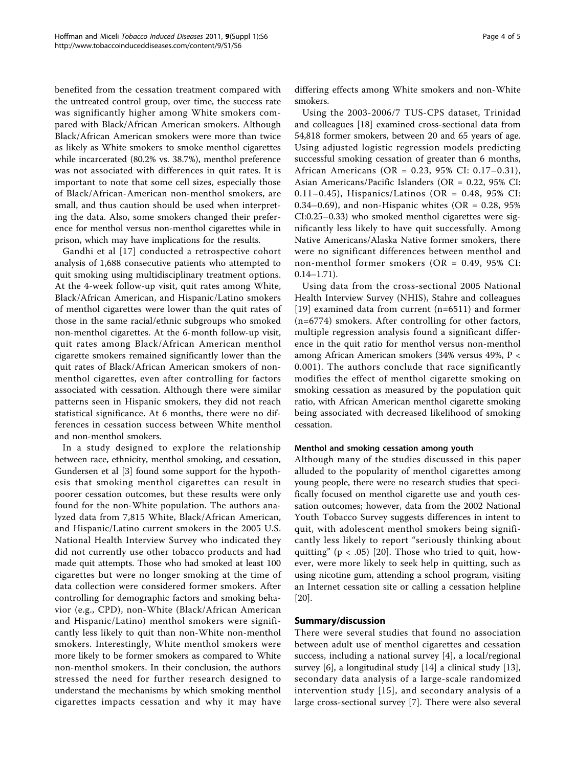benefited from the cessation treatment compared with the untreated control group, over time, the success rate was significantly higher among White smokers compared with Black/African American smokers. Although Black/African American smokers were more than twice as likely as White smokers to smoke menthol cigarettes while incarcerated (80.2% vs. 38.7%), menthol preference was not associated with differences in quit rates. It is important to note that some cell sizes, especially those of Black/African-American non-menthol smokers, are small, and thus caution should be used when interpreting the data. Also, some smokers changed their preference for menthol versus non-menthol cigarettes while in prison, which may have implications for the results.

Gandhi et al [17] conducted a retrospective cohort analysis of 1,688 consecutive patients who attempted to quit smoking using multidisciplinary treatment options. At the 4-week follow-up visit, quit rates among White, Black/African American, and Hispanic/Latino smokers of menthol cigarettes were lower than the quit rates of those in the same racial/ethnic subgroups who smoked non-menthol cigarettes. At the 6-month follow-up visit, quit rates among Black/African American menthol cigarette smokers remained significantly lower than the quit rates of Black/African American smokers of non-menthol cigarettes, even after controlling for factors associated with cessation. Although there were similar patterns seen in Hispanic smokers, they did not reach statistical significance. At 6 months, there were no differences in cessation success between White menthol and non-menthol smokers.

In a study designed to explore the relationship between race, ethnicity, menthol smoking, and cessation, Gundersen et al [3] found some support for the hypothesis that smoking menthol cigarettes can result in poorer cessation outcomes, but these results were only found for the non-White population. The authors analyzed data from 7,815 White, Black/African American, and Hispanic/Latino current smokers in the 2005 U.S. National Health Interview Survey who indicated they did not currently use other tobacco products and had made quit attempts. Those who had smoked at least 100 cigarettes but were no longer smoking at the time of data collection were considered former smokers. After controlling for demographic factors and smoking behavior (e.g., CPD), non-White (Black/African American and Hispanic/Latino) menthol smokers were significantly less likely to quit than non-White non-menthol smokers. Interestingly, White menthol smokers were more likely to be former smokers as compared to White non-menthol smokers. In their conclusion, the authors stressed the need for further research designed to understand the mechanisms by which smoking menthol cigarettes impacts cessation and why it may have differing effects among White smokers and non-White smokers.

Using the 2003-2006/7 TUS-CPS dataset, Trinidad and colleagues [18] examined cross-sectional data from 54,818 former smokers, between 20 and 65 years of age. Using adjusted logistic regression models predicting successful smoking cessation of greater than 6 months, African Americans (OR = 0.23, 95% CI: 0.17–0.31), Asian Americans/Pacific Islanders (OR = 0.22, 95% CI: 0.11–0.45), Hispanics/Latinos (OR = 0.48, 95% CI: 0.34–0.69), and non-Hispanic whites (OR = 0.28, 95% CI:0.25–0.33) who smoked menthol cigarettes were significantly less likely to have quit successfully. Among Native Americans/Alaska Native former smokers, there were no significant differences between menthol and non-menthol former smokers (OR = 0.49, 95% CI: 0.14–1.71).

Using data from the cross-sectional 2005 National Health Interview Survey (NHIS), Stahre and colleagues [19] examined data from current (n=6511) and former (n=6774) smokers. After controlling for other factors, multiple regression analysis found a significant difference in the quit ratio for menthol versus non-menthol among African American smokers (34% versus 49%, $P < 0.001$). The authors conclude that race significantly modifies the effect of menthol cigarette smoking on smoking cessation as measured by the population quit ratio, with African American menthol cigarette smoking being associated with decreased likelihood of smoking cessation.

### Menthol and smoking cessation among youth

Although many of the studies discussed in this paper alluded to the popularity of menthol cigarettes among young people, there were no research studies that specifically focused on menthol cigarette use and youth cessation outcomes; however, data from the 2002 National Youth Tobacco Survey suggests differences in intent to quit, with adolescent menthol smokers being significantly less likely to report "seriously thinking about quitting" ($p < .05$) [20]. Those who tried to quit, however, were more likely to seek help in quitting, such as using nicotine gum, attending a school program, visiting an Internet cessation site or calling a cessation helpline [20].

## Summary/discussion

There were several studies that found no association between adult use of menthol cigarettes and cessation success, including a national survey [4], a local/regional survey [6], a longitudinal study [14] a clinical study [13], secondary data analysis of a large-scale randomized intervention study [15], and secondary analysis of a large cross-sectional survey [7]. There were also several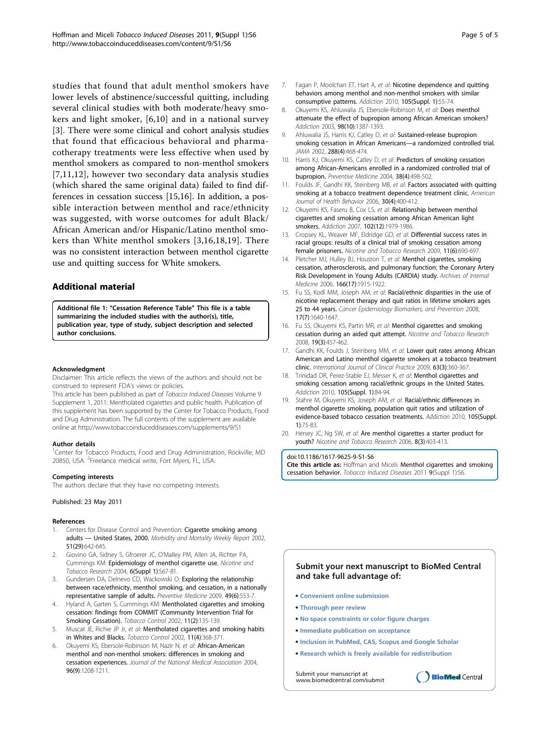studies that found that adult menthol smokers have lower levels of abstinence/successful quitting, including several clinical studies with both moderate/heavy smokers and light smoker, [6,10] and in a national survey [3]. There were some clinical and cohort analysis studies that found that efficacious behavioral and pharmacotherapy treatments were less effective when used by menthol smokers as compared to non-menthol smokers [7,11,12], however two secondary data analysis studies (which shared the same original data) failed to find differences in cessation success [15,16]. In addition, a possible interaction between menthol and race/ethnicity was suggested, with worse outcomes for adult Black/African American and/or Hispanic/Latino menthol smokers than White menthol smokers [3,16,18,19]. There was no consistent interaction between menthol cigarette use and quitting success for White smokers.

## Additional material

**Additional file 1: "Cessation Reference Table" This file is a table summarizing the included studies with the author(s), title, publication year, type of study, subject description and selected author conclusions.**

#### Acknowledgment

Disclaimer: This article reflects the views of the authors and should not be construed to represent FDA's views or policies.

This article has been published as part of *Tobacco Induced Diseases* Volume 9 Supplement 1, 2011: Mentholated cigarettes and public health. Publication of this supplement has been supported by the Center for Tobacco Products, Food and Drug Administration. The full contents of the supplement are available online at http://www.tobaccoinduceddiseases.com/supplements/9/S1

#### Author details

[1]Center for Tobacco Products, Food and Drug Administration, Rockville, MD 20850, USA. [2]Freelance medical write, Fort Myers, FL, USA.

#### Competing interests

The authors declare that they have no competing interests.

Published: 23 May 2011

#### References

1. Centers for Disease Control and Prevention: **Cigarette smoking among adults — United States, 2000.** *Morbidity and Mortality Weekly Report* 2002, **51(29)**:642-645.
2. Giovino GA, Sidney S, Gfroerer JC, O'Malley PM, Allen JA, Richter PA, Cummings KM: **Epidemiology of menthol cigarette use.** *Nicotine and Tobacco Research* 2004, **6(Suppl 1)**:S67-81.
3. Gundersen DA, Delnevo CD, Wackowski O: **Exploring the relationship between race/ethnicity, menthol smoking, and cessation, in a nationally representative sample of adults.** *Preventive Medicine* 2009, **49(6)**:553-7.
4. Hyland A, Garten S, Cummings KM: **Mentholated cigarettes and smoking cessation: findings from COMMIT (Community Intervention Trial for Smoking Cessation).** *Tobacco Control* 2002, **11(2)**:135-139.
5. Muscat JE, Richie JP Jr, *et al*: **Mentholated cigarettes and smoking habits in Whites and Blacks.** *Tobacco Control* 2002, **11(4)**:368-371.
6. Okuyemi KS, Ebersole-Robinson M, Nazir N, *et al*: **African-American menthol and non-menthol smokers: differences in smoking and cessation experiences.** *Journal of the National Medical Association* 2004, **96(9)**:1208-1211.
7. Fagan P, Moolchan ET, Hart A, *et al*: **Nicotine dependence and quitting behaviors among menthol and non-menthol smokers with similar consumptive patterns.** *Addiction* 2010, **105(Suppl. 1)**:55-74.
8. Okuyemi KS, Ahluwalia JS, Ebersole-Robinson M, *et al*: **Does menthol attenuate the effect of bupropion among African American smokers?** *Addiction* 2003, **98(10)**:1387-1393.
9. Ahluwalia JS, Harris KJ, Catley D, *et al*: **Sustained-release bupropion smoking cessation in African Americans—a randomized controlled trial.** *JAMA* 2002, **288(4)**:468-474.
10. Harris KJ, Okuyemi KS, Catley D, *et al*: **Predictors of smoking cessation among African-Americans enrolled in a randomized controlled trial of bupropion.** *Preventive Medicine* 2004, **38(4)**:498-502.
11. Foulds JF, Gandhi KK, Steinberg MB, *et al*: **Factors associated with quitting smoking at a tobacco treatment dependence treatment clinic.** *American Journal of Health Behavior* 2006, **30(4)**:400-412.
12. Okuyemi KS, Faseru B, Cox LS, *et al*: **Relationship between menthol cigarettes and smoking cessation among African American light smokers.** *Addiction* 2007, **102(12)**:1979-1986.
13. Cropsey KL, Weaver MF, Eldridge GD, *et al*: **Differential success rates in racial groups: results of a clinical trial of smoking cessation among female prisoners.** *Nicotine and Tobacco Research* 2009, **11(6)**:690-697.
14. Pletcher MJ, Hulley BJ, Houston T, *et al*: **Menthol cigarettes, smoking cessation, atherosclerosis, and pulmonary function: the Coronary Artery Risk Development in Young Adults (CARDIA) study.** *Archives of Internal Medicine* 2006, **166(17)**:1915-1922.
15. Fu SS, Kodl MM, Joseph AM, *et al*: **Racial/ethnic disparities in the use of nicotine replacement therapy and quit ratios in lifetime smokers ages 25 to 44 years.** *Cancer Epidemiology Biomarkers, and Prevention* 2008, **17(7)**:1640-1647.
16. Fu SS, Okuyemi KS, Partin MR, *et al*: **Menthol cigarettes and smoking cessation during an aided quit attempt.** *Nicotine and Tobacco Research* 2008, **19(3)**:457-462.
17. Gandhi KK, Foulds J, Steinberg MM, *et al*: **Lower quit rates among African American and Latino menthol cigarette smokers at a tobacco treatment clinic.** *International Journal of Clinical Practice* 2009, **63(3)**:360-367.
18. Trinidad DR, Perez-Stable EJ, Messer K, *et al*: **Menthol cigarettes and smoking cessation among racial/ethnic groups in the United States.** *Addiction* 2010, **105(Suppl. 1)**:84-94.
19. Stahre M, Okuyemi KS, Joseph AM, *et al*: **Racial/ethnic differences in menthol cigarette smoking, population quit ratios and utilization of evidence-based tobacco cessation treatments.** *Addiction* 2010, **105(Suppl. 1)**:75-83.
20. Hersey JC, Ng SW, *et al*: **Are menthol cigarettes a starter product for youth?** *Nicotine and Tobacco Research* 2006, **8(3)**:403-413.

doi:10.1186/1617-9625-9-S1-S6
**Cite this article as:** Hoffman and Miceli: Menthol cigarettes and smoking cessation behavior. *Tobacco Induced Diseases* 2011 **9**(Suppl 1):S6.

**Submit your next manuscript to BioMed Central and take full advantage of:**

- **Convenient online submission**
- **Thorough peer review**
- **No space constraints or color figure charges**
- **Immediate publication on acceptance**
- **Inclusion in PubMed, CAS, Scopus and Google Scholar**
- **Research which is freely available for redistribution**

Submit your manuscript at
www.biomedcentral.com/submit

BioMed Central